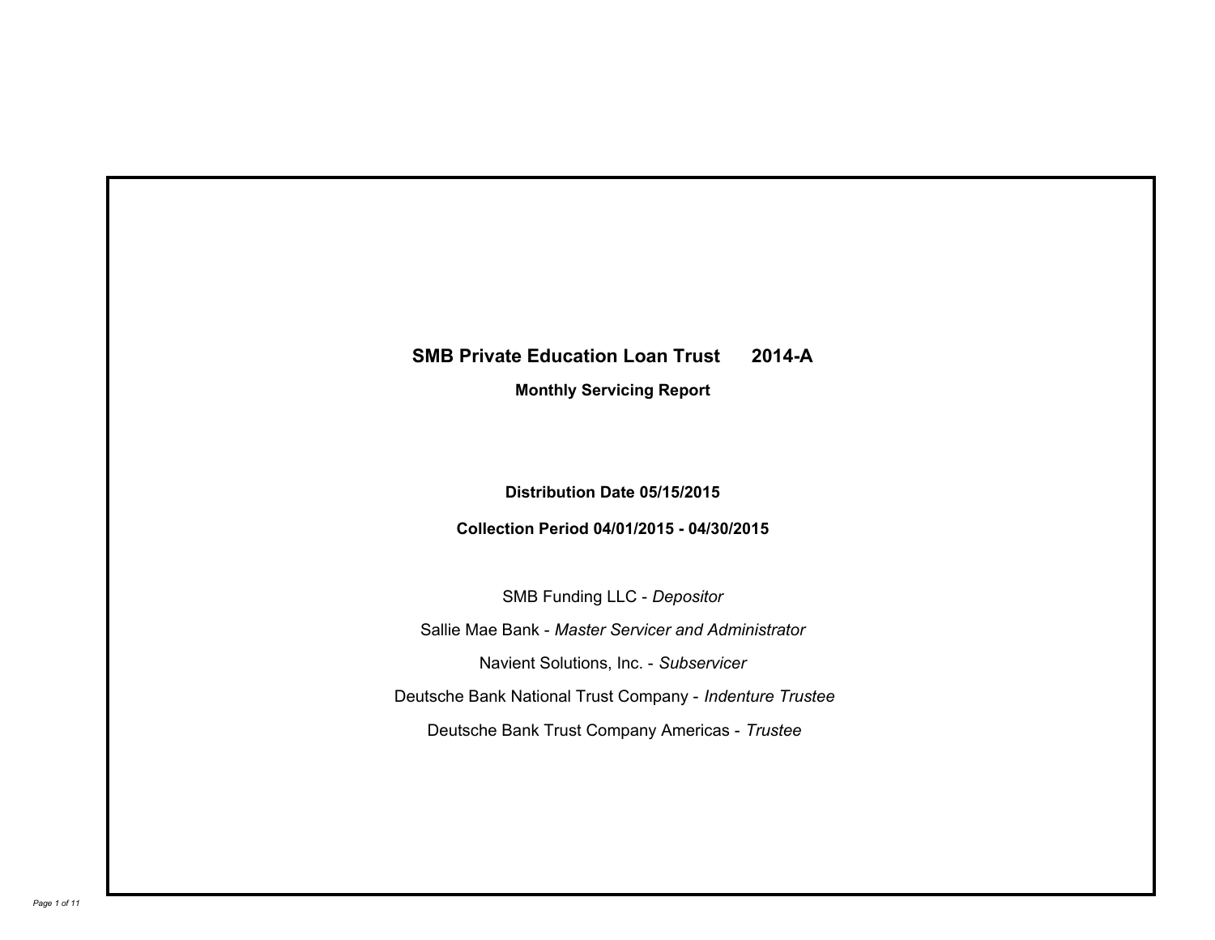# SMB Private Education Loan Trust 2014-A

**Monthly Servicing Report**

**Distribution Date 05/15/2015**

**Collection Period 04/01/2015 - 04/30/2015**

SMB Funding LLC - *Depositor*

Sallie Mae Bank - *Master Servicer and Administrator*

Navient Solutions, Inc. - *Subservicer*

Deutsche Bank National Trust Company - *Indenture Trustee*

Deutsche Bank Trust Company Americas - *Trustee*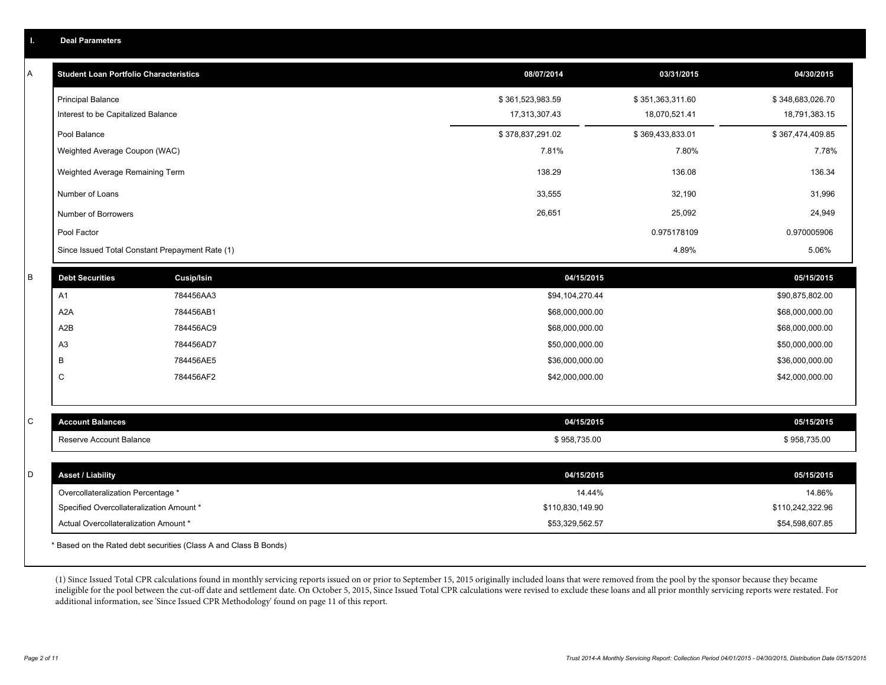## I. Deal Parameters

### A

| Student Loan Portfolio Characteristics | 08/07/2014 | 03/31/2015 | 04/30/2015 |
|---|---|---|---|
| Principal Balance | $ 361,523,983.59 | $ 351,363,311.60 | $ 348,683,026.70 |
| Interest to be Capitalized Balance | 17,313,307.43 | 18,070,521.41 | 18,791,383.15 |
| Pool Balance | $ 378,837,291.02 | $ 369,433,833.01 | $ 367,474,409.85 |
| Weighted Average Coupon (WAC) | 7.81% | 7.80% | 7.78% |
| Weighted Average Remaining Term | 138.29 | 136.08 | 136.34 |
| Number of Loans | 33,555 | 32,190 | 31,996 |
| Number of Borrowers | 26,651 | 25,092 | 24,949 |
| Pool Factor | | 0.975178109 | 0.970005906 |
| Since Issued Total Constant Prepayment Rate (1) | | 4.89% | 5.06% |

### B

| Debt Securities | Cusip/Isin | 04/15/2015 | 05/15/2015 |
|---|---|---|---|
| A1 | 784456AA3 | $94,104,270.44 | $90,875,802.00 |
| A2A | 784456AB1 | $68,000,000.00 | $68,000,000.00 |
| A2B | 784456AC9 | $68,000,000.00 | $68,000,000.00 |
| A3 | 784456AD7 | $50,000,000.00 | $50,000,000.00 |
| B | 784456AE5 | $36,000,000.00 | $36,000,000.00 |
| C | 784456AF2 | $42,000,000.00 | $42,000,000.00 |

### C

| Account Balances | 04/15/2015 | 05/15/2015 |
|---|---|---|
| Reserve Account Balance | $ 958,735.00 | $ 958,735.00 |

### D

| Asset / Liability | 04/15/2015 | 05/15/2015 |
|---|---|---|
| Overcollateralization Percentage * | 14.44% | 14.86% |
| Specified Overcollateralization Amount * | $110,830,149.90 | $110,242,322.96 |
| Actual Overcollateralization Amount * | $53,329,562.57 | $54,598,607.85 |

* Based on the Rated debt securities (Class A and Class B Bonds)

(1) Since Issued Total CPR calculations found in monthly servicing reports issued on or prior to September 15, 2015 originally included loans that were removed from the pool by the sponsor because they became ineligible for the pool between the cut-off date and settlement date. On October 5, 2015, Since Issued Total CPR calculations were revised to exclude these loans and all prior monthly servicing reports were restated. For additional information, see 'Since Issued CPR Methodology' found on page 11 of this report.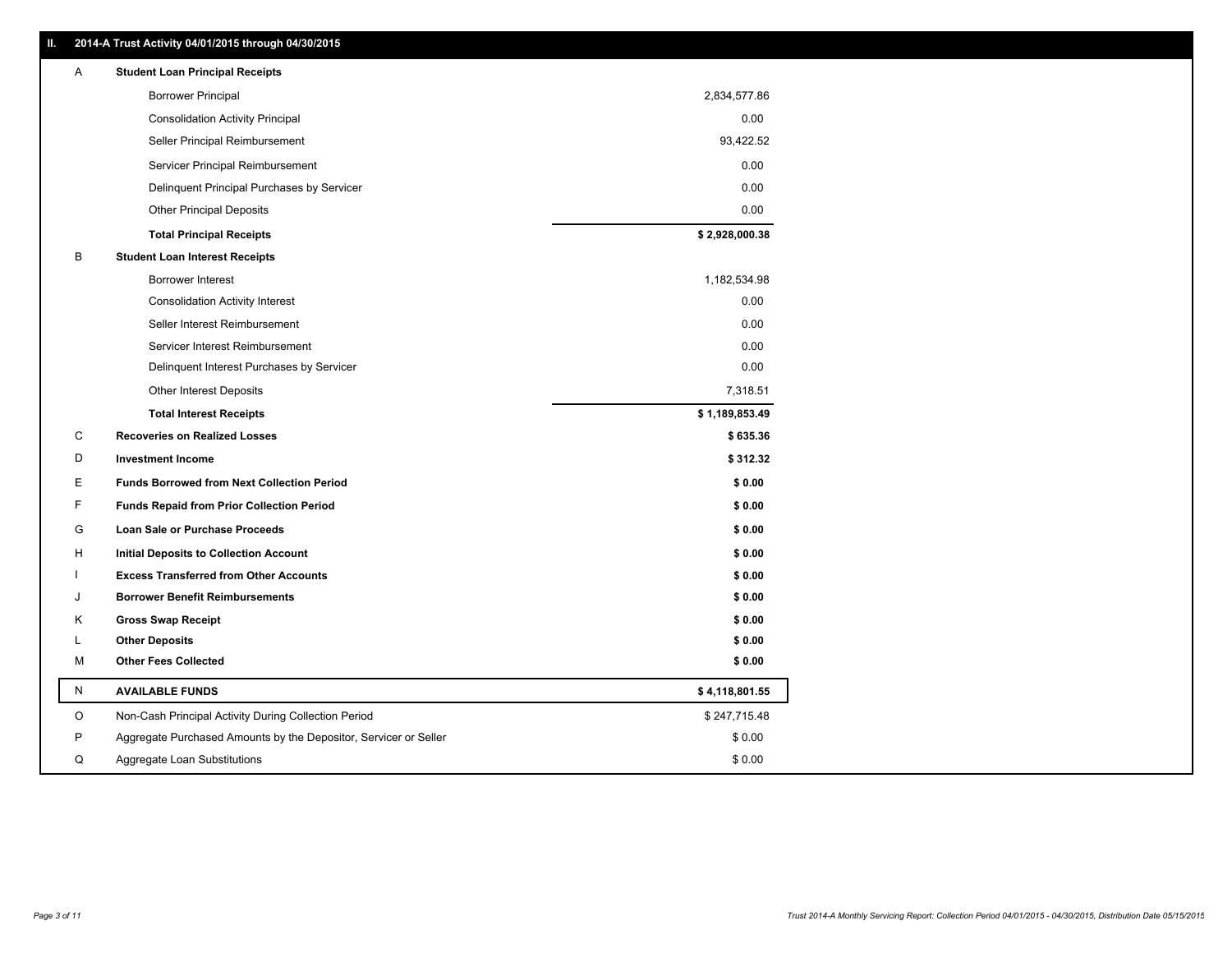## II. 2014-A Trust Activity 04/01/2015 through 04/30/2015

| | | |
|---|---|---|
| A | **Student Loan Principal Receipts** | |
| | Borrower Principal | 2,834,577.86 |
| | Consolidation Activity Principal | 0.00 |
| | Seller Principal Reimbursement | 93,422.52 |
| | Servicer Principal Reimbursement | 0.00 |
| | Delinquent Principal Purchases by Servicer | 0.00 |
| | Other Principal Deposits | 0.00 |
| | **Total Principal Receipts** | **$ 2,928,000.38** |
| B | **Student Loan Interest Receipts** | |
| | Borrower Interest | 1,182,534.98 |
| | Consolidation Activity Interest | 0.00 |
| | Seller Interest Reimbursement | 0.00 |
| | Servicer Interest Reimbursement | 0.00 |
| | Delinquent Interest Purchases by Servicer | 0.00 |
| | Other Interest Deposits | 7,318.51 |
| | **Total Interest Receipts** | **$ 1,189,853.49** |
| C | **Recoveries on Realized Losses** | **$ 635.36** |
| D | **Investment Income** | **$ 312.32** |
| E | **Funds Borrowed from Next Collection Period** | **$ 0.00** |
| F | **Funds Repaid from Prior Collection Period** | **$ 0.00** |
| G | **Loan Sale or Purchase Proceeds** | **$ 0.00** |
| H | **Initial Deposits to Collection Account** | **$ 0.00** |
| I | **Excess Transferred from Other Accounts** | **$ 0.00** |
| J | **Borrower Benefit Reimbursements** | **$ 0.00** |
| K | **Gross Swap Receipt** | **$ 0.00** |
| L | **Other Deposits** | **$ 0.00** |
| M | **Other Fees Collected** | **$ 0.00** |
| N | **AVAILABLE FUNDS** | **$ 4,118,801.55** |
| O | Non-Cash Principal Activity During Collection Period | $ 247,715.48 |
| P | Aggregate Purchased Amounts by the Depositor, Servicer or Seller | $ 0.00 |
| Q | Aggregate Loan Substitutions | $ 0.00 |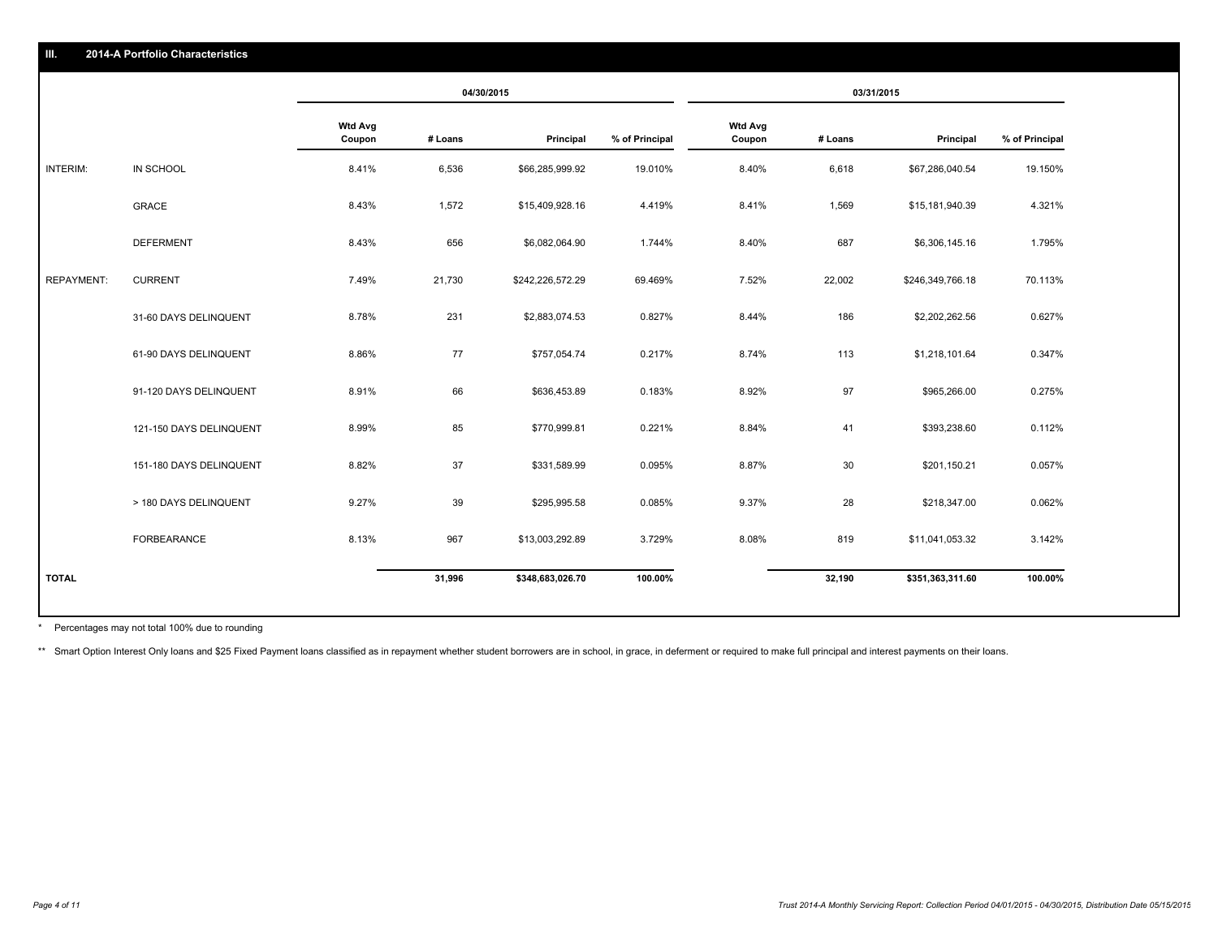## III. 2014-A Portfolio Characteristics

| | | 04/30/2015 | | | | 03/31/2015 | | | |
|---|---|---|---|---|---|---|---|---|---|
| | | Wtd Avg Coupon | # Loans | Principal | % of Principal | Wtd Avg Coupon | # Loans | Principal | % of Principal |
| INTERIM: | IN SCHOOL | 8.41% | 6,536 | $66,285,999.92 | 19.010% | 8.40% | 6,618 | $67,286,040.54 | 19.150% |
| | GRACE | 8.43% | 1,572 | $15,409,928.16 | 4.419% | 8.41% | 1,569 | $15,181,940.39 | 4.321% |
| | DEFERMENT | 8.43% | 656 | $6,082,064.90 | 1.744% | 8.40% | 687 | $6,306,145.16 | 1.795% |
| REPAYMENT: | CURRENT | 7.49% | 21,730 | $242,226,572.29 | 69.469% | 7.52% | 22,002 | $246,349,766.18 | 70.113% |
| | 31-60 DAYS DELINQUENT | 8.78% | 231 | $2,883,074.53 | 0.827% | 8.44% | 186 | $2,202,262.56 | 0.627% |
| | 61-90 DAYS DELINQUENT | 8.86% | 77 | $757,054.74 | 0.217% | 8.74% | 113 | $1,218,101.64 | 0.347% |
| | 91-120 DAYS DELINQUENT | 8.91% | 66 | $636,453.89 | 0.183% | 8.92% | 97 | $965,266.00 | 0.275% |
| | 121-150 DAYS DELINQUENT | 8.99% | 85 | $770,999.81 | 0.221% | 8.84% | 41 | $393,238.60 | 0.112% |
| | 151-180 DAYS DELINQUENT | 8.82% | 37 | $331,589.99 | 0.095% | 8.87% | 30 | $201,150.21 | 0.057% |
| | > 180 DAYS DELINQUENT | 9.27% | 39 | $295,995.58 | 0.085% | 9.37% | 28 | $218,347.00 | 0.062% |
| | FORBEARANCE | 8.13% | 967 | $13,003,292.89 | 3.729% | 8.08% | 819 | $11,041,053.32 | 3.142% |
| **TOTAL** | | | **31,996** | **$348,683,026.70** | **100.00%** | | **32,190** | **$351,363,311.60** | **100.00%** |

\* Percentages may not total 100% due to rounding

\*\* Smart Option Interest Only loans and $25 Fixed Payment loans classified as in repayment whether student borrowers are in school, in grace, in deferment or required to make full principal and interest payments on their loans.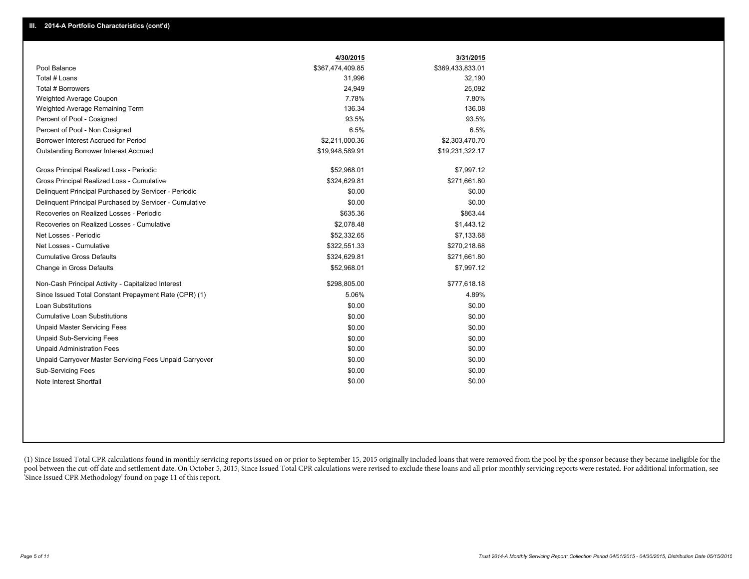## III. 2014-A Portfolio Characteristics (cont'd)

| | 4/30/2015 | 3/31/2015 |
|---|---|---|
| Pool Balance | $367,474,409.85 | $369,433,833.01 |
| Total # Loans | 31,996 | 32,190 |
| Total # Borrowers | 24,949 | 25,092 |
| Weighted Average Coupon | 7.78% | 7.80% |
| Weighted Average Remaining Term | 136.34 | 136.08 |
| Percent of Pool - Cosigned | 93.5% | 93.5% |
| Percent of Pool - Non Cosigned | 6.5% | 6.5% |
| Borrower Interest Accrued for Period | $2,211,000.36 | $2,303,470.70 |
| Outstanding Borrower Interest Accrued | $19,948,589.91 | $19,231,322.17 |
| Gross Principal Realized Loss - Periodic | $52,968.01 | $7,997.12 |
| Gross Principal Realized Loss - Cumulative | $324,629.81 | $271,661.80 |
| Delinquent Principal Purchased by Servicer - Periodic | $0.00 | $0.00 |
| Delinquent Principal Purchased by Servicer - Cumulative | $0.00 | $0.00 |
| Recoveries on Realized Losses - Periodic | $635.36 | $863.44 |
| Recoveries on Realized Losses - Cumulative | $2,078.48 | $1,443.12 |
| Net Losses - Periodic | $52,332.65 | $7,133.68 |
| Net Losses - Cumulative | $322,551.33 | $270,218.68 |
| Cumulative Gross Defaults | $324,629.81 | $271,661.80 |
| Change in Gross Defaults | $52,968.01 | $7,997.12 |
| Non-Cash Principal Activity - Capitalized Interest | $298,805.00 | $777,618.18 |
| Since Issued Total Constant Prepayment Rate (CPR) (1) | 5.06% | 4.89% |
| Loan Substitutions | $0.00 | $0.00 |
| Cumulative Loan Substitutions | $0.00 | $0.00 |
| Unpaid Master Servicing Fees | $0.00 | $0.00 |
| Unpaid Sub-Servicing Fees | $0.00 | $0.00 |
| Unpaid Administration Fees | $0.00 | $0.00 |
| Unpaid Carryover Master Servicing Fees Unpaid Carryover | $0.00 | $0.00 |
| Sub-Servicing Fees | $0.00 | $0.00 |
| Note Interest Shortfall | $0.00 | $0.00 |

(1) Since Issued Total CPR calculations found in monthly servicing reports issued on or prior to September 15, 2015 originally included loans that were removed from the pool by the sponsor because they became ineligible for the pool between the cut-off date and settlement date. On October 5, 2015, Since Issued Total CPR calculations were revised to exclude these loans and all prior monthly servicing reports were restated. For additional information, see 'Since Issued CPR Methodology' found on page 11 of this report.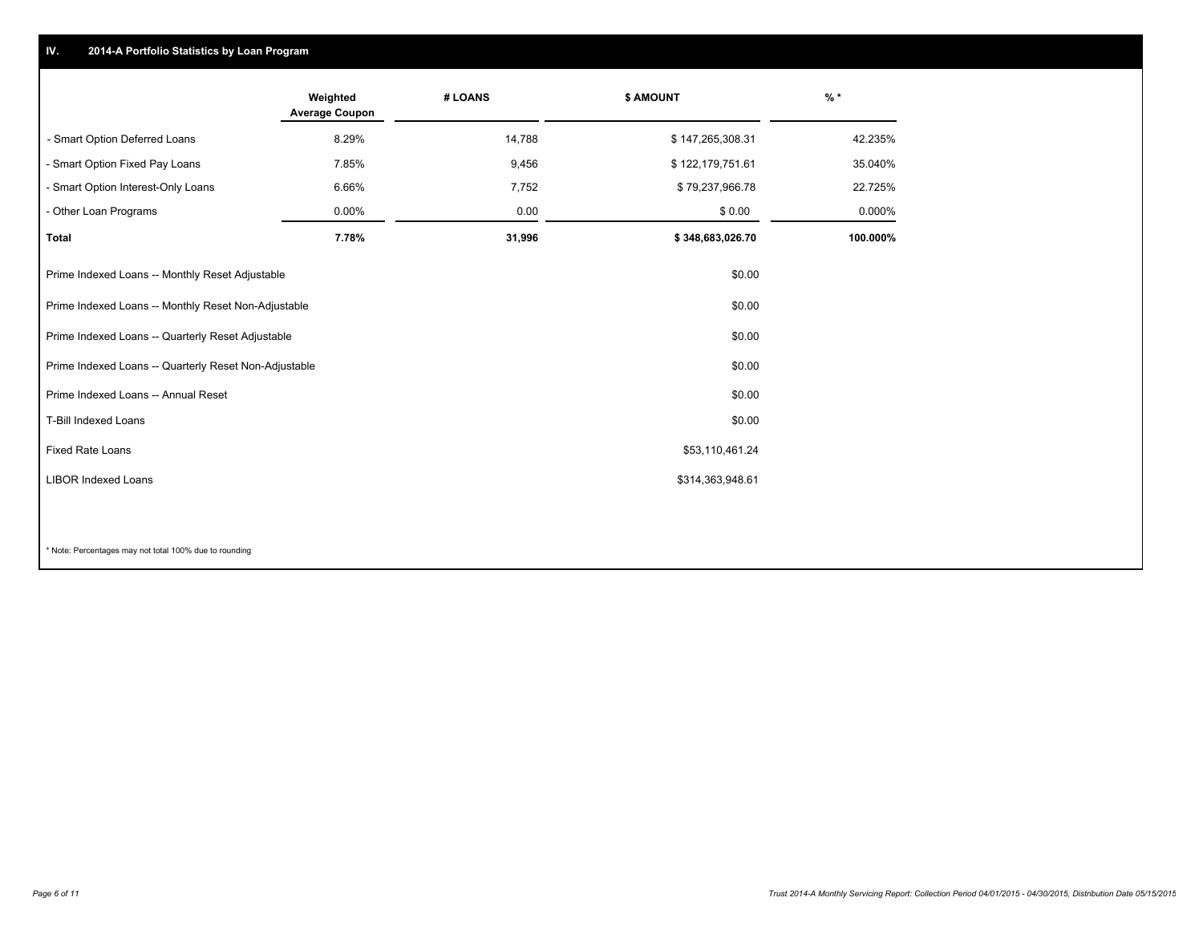## IV. 2014-A Portfolio Statistics by Loan Program

| | Weighted Average Coupon | # LOANS | $ AMOUNT | % * |
|---|---|---|---|---|
| - Smart Option Deferred Loans | 8.29% | 14,788 | $ 147,265,308.31 | 42.235% |
| - Smart Option Fixed Pay Loans | 7.85% | 9,456 | $ 122,179,751.61 | 35.040% |
| - Smart Option Interest-Only Loans | 6.66% | 7,752 | $ 79,237,966.78 | 22.725% |
| - Other Loan Programs | 0.00% | 0.00 | $ 0.00 | 0.000% |
| **Total** | **7.78%** | **31,996** | **$ 348,683,026.70** | **100.000%** |

| | |
|---|---|
| Prime Indexed Loans -- Monthly Reset Adjustable | $0.00 |
| Prime Indexed Loans -- Monthly Reset Non-Adjustable | $0.00 |
| Prime Indexed Loans -- Quarterly Reset Adjustable | $0.00 |
| Prime Indexed Loans -- Quarterly Reset Non-Adjustable | $0.00 |
| Prime Indexed Loans -- Annual Reset | $0.00 |
| T-Bill Indexed Loans | $0.00 |
| Fixed Rate Loans | $53,110,461.24 |
| LIBOR Indexed Loans | $314,363,948.61 |

* Note: Percentages may not total 100% due to rounding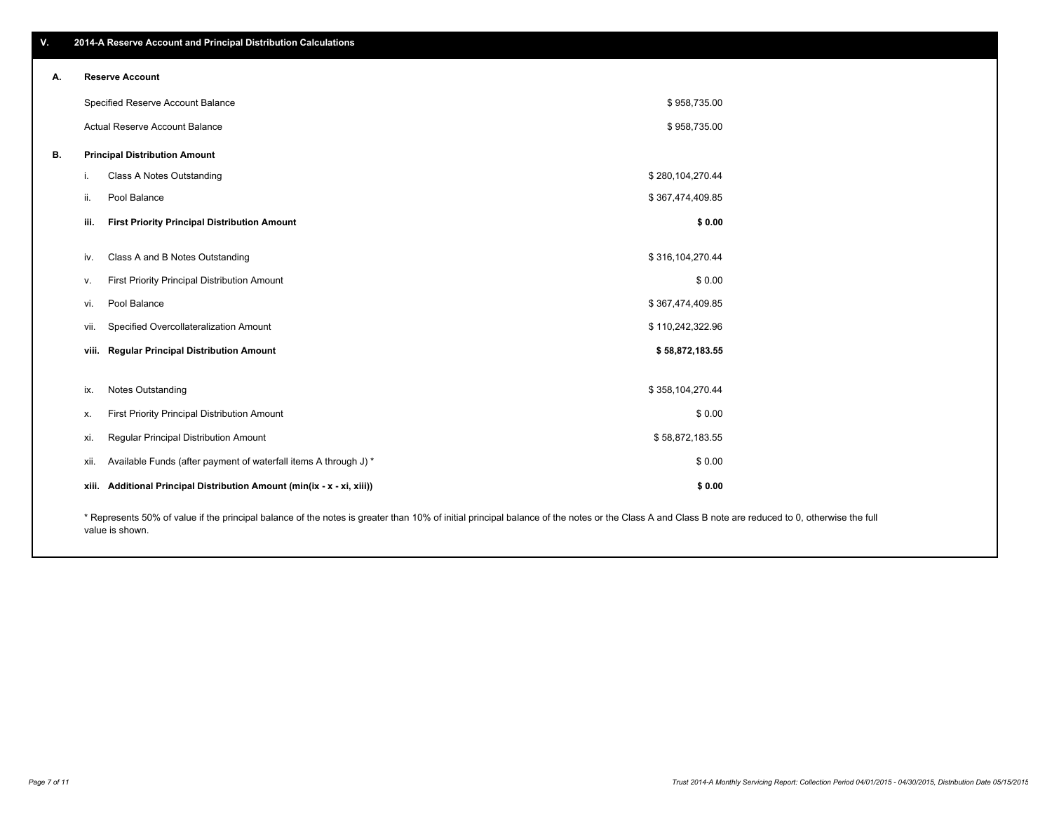## V. 2014-A Reserve Account and Principal Distribution Calculations

### A. Reserve Account

| | |
|---|---|
| Specified Reserve Account Balance | $ 958,735.00 |
| Actual Reserve Account Balance | $ 958,735.00 |

### B. Principal Distribution Amount

| | | |
|---|---|---|
| i. | Class A Notes Outstanding | $ 280,104,270.44 |
| ii. | Pool Balance | $ 367,474,409.85 |
| **iii.** | **First Priority Principal Distribution Amount** | **$ 0.00** |
| iv. | Class A and B Notes Outstanding | $ 316,104,270.44 |
| v. | First Priority Principal Distribution Amount | $ 0.00 |
| vi. | Pool Balance | $ 367,474,409.85 |
| vii. | Specified Overcollateralization Amount | $ 110,242,322.96 |
| **viii.** | **Regular Principal Distribution Amount** | **$ 58,872,183.55** |
| ix. | Notes Outstanding | $ 358,104,270.44 |
| x. | First Priority Principal Distribution Amount | $ 0.00 |
| xi. | Regular Principal Distribution Amount | $ 58,872,183.55 |
| xii. | Available Funds (after payment of waterfall items A through J) * | $ 0.00 |
| **xiii.** | **Additional Principal Distribution Amount (min(ix - x - xi, xiii))** | **$ 0.00** |

* Represents 50% of value if the principal balance of the notes is greater than 10% of initial principal balance of the notes or the Class A and Class B note are reduced to 0, otherwise the full value is shown.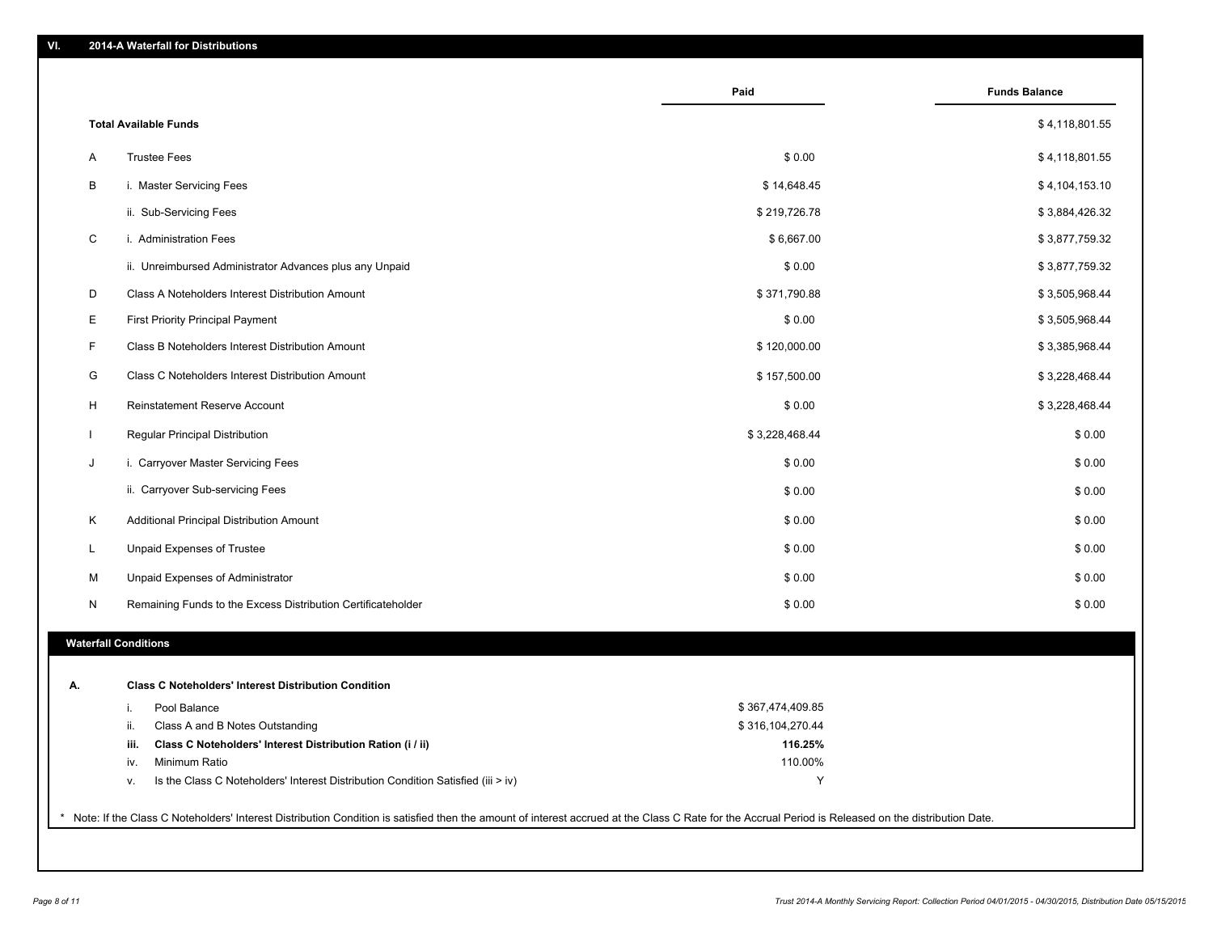## VI. 2014-A Waterfall for Distributions

| | | Paid | Funds Balance |
|---|---|---|---|
| **Total Available Funds** | | | $ 4,118,801.55 |
| A | Trustee Fees | $ 0.00 | $ 4,118,801.55 |
| B | i. Master Servicing Fees | $ 14,648.45 | $ 4,104,153.10 |
| | ii. Sub-Servicing Fees | $ 219,726.78 | $ 3,884,426.32 |
| C | i. Administration Fees | $ 6,667.00 | $ 3,877,759.32 |
| | ii. Unreimbursed Administrator Advances plus any Unpaid | $ 0.00 | $ 3,877,759.32 |
| D | Class A Noteholders Interest Distribution Amount | $ 371,790.88 | $ 3,505,968.44 |
| E | First Priority Principal Payment | $ 0.00 | $ 3,505,968.44 |
| F | Class B Noteholders Interest Distribution Amount | $ 120,000.00 | $ 3,385,968.44 |
| G | Class C Noteholders Interest Distribution Amount | $ 157,500.00 | $ 3,228,468.44 |
| H | Reinstatement Reserve Account | $ 0.00 | $ 3,228,468.44 |
| I | Regular Principal Distribution | $ 3,228,468.44 | $ 0.00 |
| J | i. Carryover Master Servicing Fees | $ 0.00 | $ 0.00 |
| | ii. Carryover Sub-servicing Fees | $ 0.00 | $ 0.00 |
| K | Additional Principal Distribution Amount | $ 0.00 | $ 0.00 |
| L | Unpaid Expenses of Trustee | $ 0.00 | $ 0.00 |
| M | Unpaid Expenses of Administrator | $ 0.00 | $ 0.00 |
| N | Remaining Funds to the Excess Distribution Certificateholder | $ 0.00 | $ 0.00 |

### Waterfall Conditions

**A. Class C Noteholders' Interest Distribution Condition**

| | | |
|---|---|---|
| i. | Pool Balance | $ 367,474,409.85 |
| ii. | Class A and B Notes Outstanding | $ 316,104,270.44 |
| **iii.** | **Class C Noteholders' Interest Distribution Ration (i / ii)** | **116.25%** |
| iv. | Minimum Ratio | 110.00% |
| v. | Is the Class C Noteholders' Interest Distribution Condition Satisfied (iii > iv) | Y |

* Note: If the Class C Noteholders' Interest Distribution Condition is satisfied then the amount of interest accrued at the Class C Rate for the Accrual Period is Released on the distribution Date.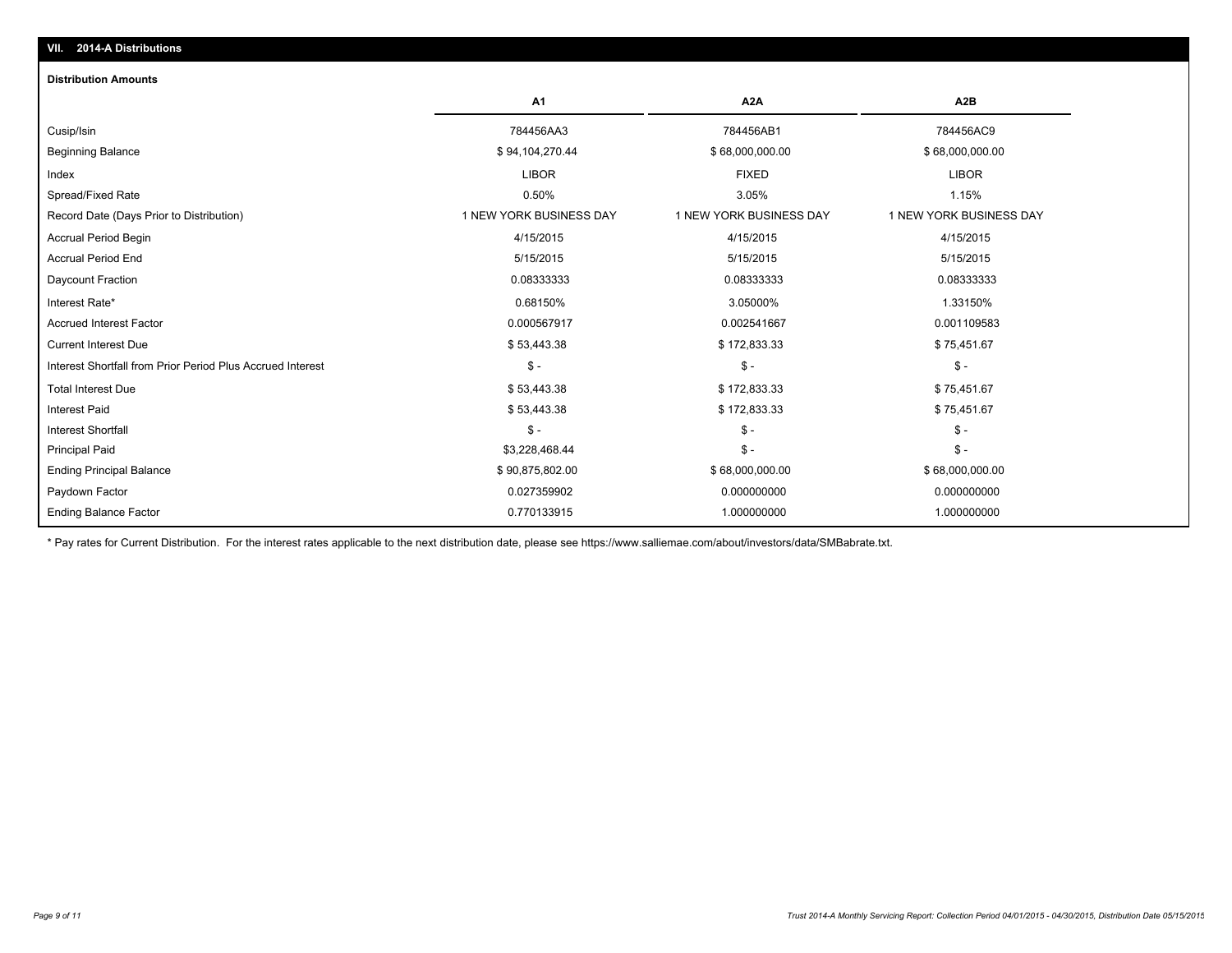## VII. 2014-A Distributions

### Distribution Amounts

| | A1 | A2A | A2B |
|---|---|---|---|
| Cusip/Isin | 784456AA3 | 784456AB1 | 784456AC9 |
| Beginning Balance | $ 94,104,270.44 | $ 68,000,000.00 | $ 68,000,000.00 |
| Index | LIBOR | FIXED | LIBOR |
| Spread/Fixed Rate | 0.50% | 3.05% | 1.15% |
| Record Date (Days Prior to Distribution) | 1 NEW YORK BUSINESS DAY | 1 NEW YORK BUSINESS DAY | 1 NEW YORK BUSINESS DAY |
| Accrual Period Begin | 4/15/2015 | 4/15/2015 | 4/15/2015 |
| Accrual Period End | 5/15/2015 | 5/15/2015 | 5/15/2015 |
| Daycount Fraction | 0.08333333 | 0.08333333 | 0.08333333 |
| Interest Rate* | 0.68150% | 3.05000% | 1.33150% |
| Accrued Interest Factor | 0.000567917 | 0.002541667 | 0.001109583 |
| Current Interest Due | $ 53,443.38 | $ 172,833.33 | $ 75,451.67 |
| Interest Shortfall from Prior Period Plus Accrued Interest | $ - | $ - | $ - |
| Total Interest Due | $ 53,443.38 | $ 172,833.33 | $ 75,451.67 |
| Interest Paid | $ 53,443.38 | $ 172,833.33 | $ 75,451.67 |
| Interest Shortfall | $ - | $ - | $ - |
| Principal Paid | $3,228,468.44 | $ - | $ - |
| Ending Principal Balance | $ 90,875,802.00 | $ 68,000,000.00 | $ 68,000,000.00 |
| Paydown Factor | 0.027359902 | 0.000000000 | 0.000000000 |
| Ending Balance Factor | 0.770133915 | 1.000000000 | 1.000000000 |

* Pay rates for Current Distribution. For the interest rates applicable to the next distribution date, please see https://www.salliemae.com/about/investors/data/SMBabrate.txt.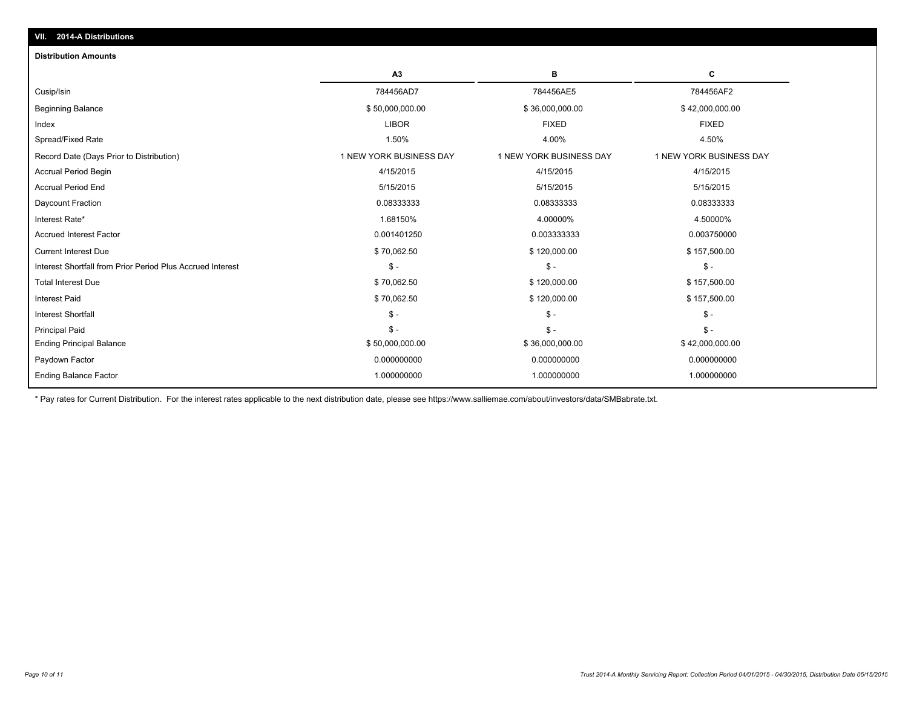## VII. 2014-A Distributions

### Distribution Amounts

| | A3 | B | C |
|---|---|---|---|
| Cusip/Isin | 784456AD7 | 784456AE5 | 784456AF2 |
| Beginning Balance | $ 50,000,000.00 | $ 36,000,000.00 | $ 42,000,000.00 |
| Index | LIBOR | FIXED | FIXED |
| Spread/Fixed Rate | 1.50% | 4.00% | 4.50% |
| Record Date (Days Prior to Distribution) | 1 NEW YORK BUSINESS DAY | 1 NEW YORK BUSINESS DAY | 1 NEW YORK BUSINESS DAY |
| Accrual Period Begin | 4/15/2015 | 4/15/2015 | 4/15/2015 |
| Accrual Period End | 5/15/2015 | 5/15/2015 | 5/15/2015 |
| Daycount Fraction | 0.08333333 | 0.08333333 | 0.08333333 |
| Interest Rate* | 1.68150% | 4.00000% | 4.50000% |
| Accrued Interest Factor | 0.001401250 | 0.003333333 | 0.003750000 |
| Current Interest Due | $ 70,062.50 | $ 120,000.00 | $ 157,500.00 |
| Interest Shortfall from Prior Period Plus Accrued Interest | $ - | $ - | $ - |
| Total Interest Due | $ 70,062.50 | $ 120,000.00 | $ 157,500.00 |
| Interest Paid | $ 70,062.50 | $ 120,000.00 | $ 157,500.00 |
| Interest Shortfall | $ - | $ - | $ - |
| Principal Paid | $ - | $ - | $ - |
| Ending Principal Balance | $ 50,000,000.00 | $ 36,000,000.00 | $ 42,000,000.00 |
| Paydown Factor | 0.000000000 | 0.000000000 | 0.000000000 |
| Ending Balance Factor | 1.000000000 | 1.000000000 | 1.000000000 |

* Pay rates for Current Distribution. For the interest rates applicable to the next distribution date, please see https://www.salliemae.com/about/investors/data/SMBabrate.txt.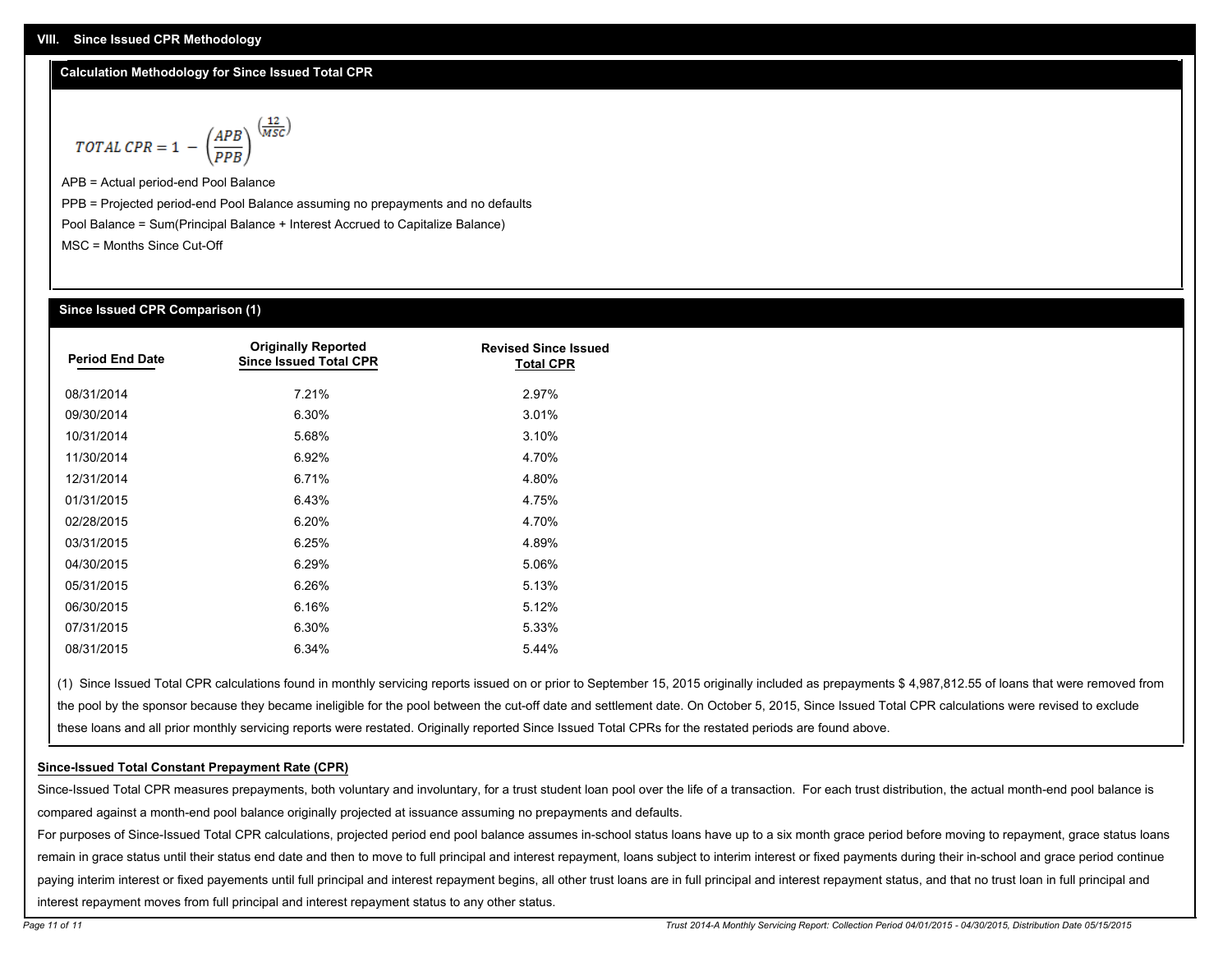## VIII. Since Issued CPR Methodology

### Calculation Methodology for Since Issued Total CPR

$$TOTAL\ CPR = 1 - \left(\frac{APB}{PPB}\right)^{\left(\frac{12}{MSC}\right)}$$

APB = Actual period-end Pool Balance

PPB = Projected period-end Pool Balance assuming no prepayments and no defaults

Pool Balance = Sum(Principal Balance + Interest Accrued to Capitalize Balance)

MSC = Months Since Cut-Off

### Since Issued CPR Comparison (1)

| Period End Date | Originally Reported Since Issued Total CPR | Revised Since Issued Total CPR |
|---|---|---|
| 08/31/2014 | 7.21% | 2.97% |
| 09/30/2014 | 6.30% | 3.01% |
| 10/31/2014 | 5.68% | 3.10% |
| 11/30/2014 | 6.92% | 4.70% |
| 12/31/2014 | 6.71% | 4.80% |
| 01/31/2015 | 6.43% | 4.75% |
| 02/28/2015 | 6.20% | 4.70% |
| 03/31/2015 | 6.25% | 4.89% |
| 04/30/2015 | 6.29% | 5.06% |
| 05/31/2015 | 6.26% | 5.13% |
| 06/30/2015 | 6.16% | 5.12% |
| 07/31/2015 | 6.30% | 5.33% |
| 08/31/2015 | 6.34% | 5.44% |

(1) Since Issued Total CPR calculations found in monthly servicing reports issued on or prior to September 15, 2015 originally included as prepayments $ 4,987,812.55 of loans that were removed from the pool by the sponsor because they became ineligible for the pool between the cut-off date and settlement date. On October 5, 2015, Since Issued Total CPR calculations were revised to exclude these loans and all prior monthly servicing reports were restated. Originally reported Since Issued Total CPRs for the restated periods are found above.

**Since-Issued Total Constant Prepayment Rate (CPR)**

Since-Issued Total CPR measures prepayments, both voluntary and involuntary, for a trust student loan pool over the life of a transaction. For each trust distribution, the actual month-end pool balance is compared against a month-end pool balance originally projected at issuance assuming no prepayments and defaults.

For purposes of Since-Issued Total CPR calculations, projected period end pool balance assumes in-school status loans have up to a six month grace period before moving to repayment, grace status loans remain in grace status until their status end date and then to move to full principal and interest repayment, loans subject to interim interest or fixed payments during their in-school and grace period continue paying interim interest or fixed payements until full principal and interest repayment begins, all other trust loans are in full principal and interest repayment status, and that no trust loan in full principal and interest repayment moves from full principal and interest repayment status to any other status.